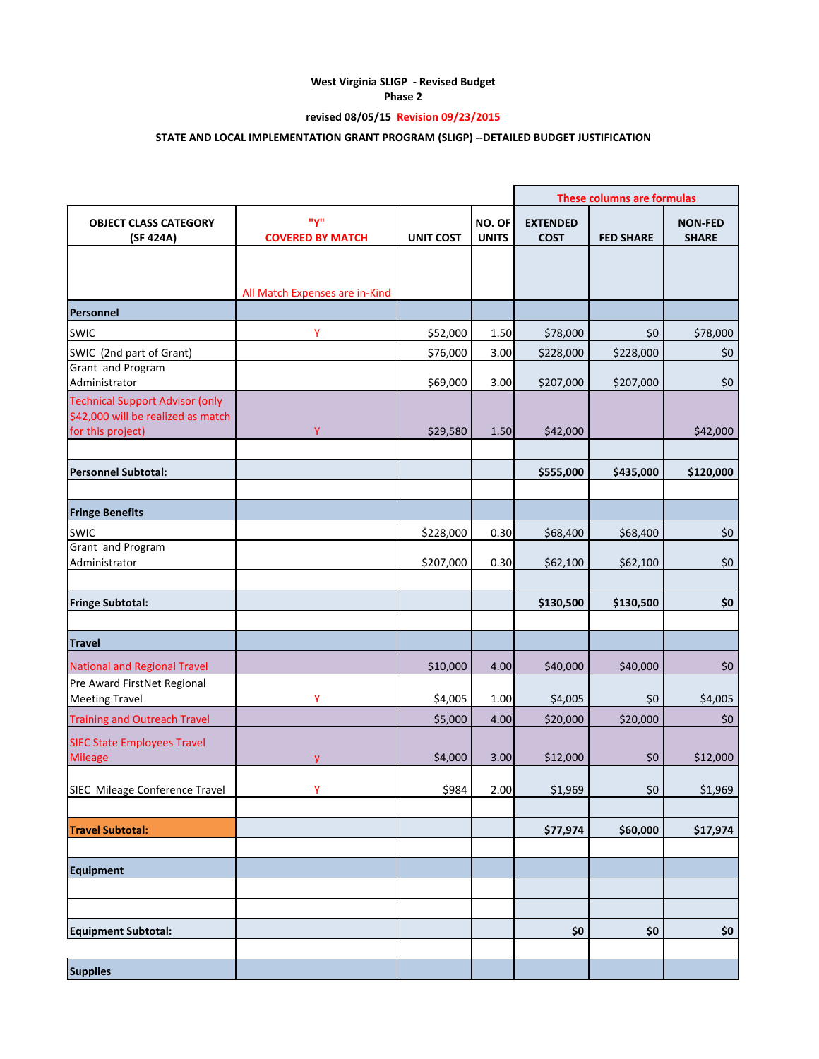**West Virginia SLIGP - Revised Budget**
**Phase 2**

**revised 08/05/15 Revision 09/23/2015**

**STATE AND LOCAL IMPLEMENTATION GRANT PROGRAM (SLIGP) --DETAILED BUDGET JUSTIFICATION**

| | | | | These columns are formulas | | |
|---|---|---|---|---|---|---|
| **OBJECT CLASS CATEGORY (SF 424A)** | **"Y" COVERED BY MATCH** | **UNIT COST** | **NO. OF UNITS** | **EXTENDED COST** | **FED SHARE** | **NON-FED SHARE** |
| | All Match Expenses are in-Kind | | | | | |
| **Personnel** | | | | | | |
| SWIC | Y | $52,000 | 1.50 | $78,000 | $0 | $78,000 |
| SWIC (2nd part of Grant) | | $76,000 | 3.00 | $228,000 | $228,000 | $0 |
| Grant and Program Administrator | | $69,000 | 3.00 | $207,000 | $207,000 | $0 |
| Technical Support Advisor (only $42,000 will be realized as match for this project) | Y | $29,580 | 1.50 | $42,000 | | $42,000 |
| | | | | | | |
| **Personnel Subtotal:** | | | | **$555,000** | **$435,000** | **$120,000** |
| | | | | | | |
| **Fringe Benefits** | | | | | | |
| SWIC | | $228,000 | 0.30 | $68,400 | $68,400 | $0 |
| Grant and Program Administrator | | $207,000 | 0.30 | $62,100 | $62,100 | $0 |
| | | | | | | |
| **Fringe Subtotal:** | | | | **$130,500** | **$130,500** | **$0** |
| | | | | | | |
| **Travel** | | | | | | |
| National and Regional Travel | | $10,000 | 4.00 | $40,000 | $40,000 | $0 |
| Pre Award FirstNet Regional Meeting Travel | Y | $4,005 | 1.00 | $4,005 | $0 | $4,005 |
| Training and Outreach Travel | | $5,000 | 4.00 | $20,000 | $20,000 | $0 |
| SIEC State Employees Travel Mileage | y | $4,000 | 3.00 | $12,000 | $0 | $12,000 |
| SIEC Mileage Conference Travel | Y | $984 | 2.00 | $1,969 | $0 | $1,969 |
| | | | | | | |
| **Travel Subtotal:** | | | | **$77,974** | **$60,000** | **$17,974** |
| | | | | | | |
| **Equipment** | | | | | | |
| | | | | | | |
| | | | | | | |
| **Equipment Subtotal:** | | | | **$0** | **$0** | **$0** |
| | | | | | | |
| **Supplies** | | | | | | |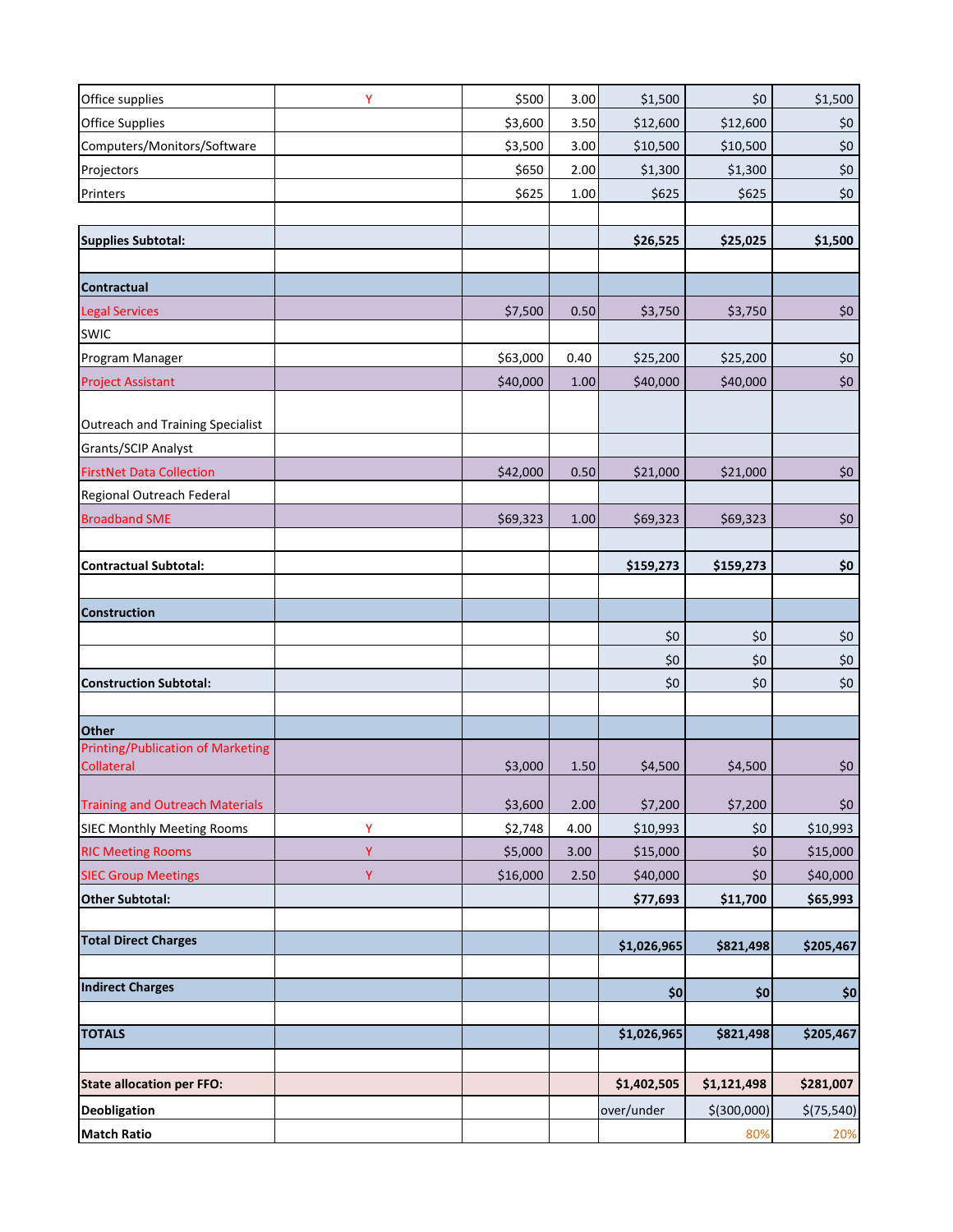| | | | | | | |
|---|---|---|---|---|---|---|
| Office supplies | Y | $500 | 3.00 | $1,500 | $0 | $1,500 |
| Office Supplies | | $3,600 | 3.50 | $12,600 | $12,600 | $0 |
| Computers/Monitors/Software | | $3,500 | 3.00 | $10,500 | $10,500 | $0 |
| Projectors | | $650 | 2.00 | $1,300 | $1,300 | $0 |
| Printers | | $625 | 1.00 | $625 | $625 | $0 |
| | | | | | | |
| **Supplies Subtotal:** | | | | **$26,525** | **$25,025** | **$1,500** |
| | | | | | | |
| **Contractual** | | | | | | |
| Legal Services | | $7,500 | 0.50 | $3,750 | $3,750 | $0 |
| SWIC | | | | | | |
| Program Manager | | $63,000 | 0.40 | $25,200 | $25,200 | $0 |
| Project Assistant | | $40,000 | 1.00 | $40,000 | $40,000 | $0 |
| Outreach and Training Specialist | | | | | | |
| Grants/SCIP Analyst | | | | | | |
| FirstNet Data Collection | | $42,000 | 0.50 | $21,000 | $21,000 | $0 |
| Regional Outreach Federal | | | | | | |
| Broadband SME | | $69,323 | 1.00 | $69,323 | $69,323 | $0 |
| | | | | | | |
| **Contractual Subtotal:** | | | | **$159,273** | **$159,273** | **$0** |
| | | | | | | |
| **Construction** | | | | | | |
| | | | | $0 | $0 | $0 |
| | | | | $0 | $0 | $0 |
| **Construction Subtotal:** | | | | $0 | $0 | $0 |
| | | | | | | |
| **Other** | | | | | | |
| Printing/Publication of Marketing Collateral | | $3,000 | 1.50 | $4,500 | $4,500 | $0 |
| Training and Outreach Materials | | $3,600 | 2.00 | $7,200 | $7,200 | $0 |
| SIEC Monthly Meeting Rooms | Y | $2,748 | 4.00 | $10,993 | $0 | $10,993 |
| RIC Meeting Rooms | Y | $5,000 | 3.00 | $15,000 | $0 | $15,000 |
| SIEC Group Meetings | Y | $16,000 | 2.50 | $40,000 | $0 | $40,000 |
| **Other Subtotal:** | | | | **$77,693** | **$11,700** | **$65,993** |
| | | | | | | |
| **Total Direct Charges** | | | | **$1,026,965** | **$821,498** | **$205,467** |
| | | | | | | |
| **Indirect Charges** | | | | **$0** | **$0** | **$0** |
| | | | | | | |
| **TOTALS** | | | | **$1,026,965** | **$821,498** | **$205,467** |
| | | | | | | |
| **State allocation per FFO:** | | | | **$1,402,505** | **$1,121,498** | **$281,007** |
| **Deobligation** | | | | over/under | $(300,000) | $(75,540) |
| **Match Ratio** | | | | | 80% | 20% |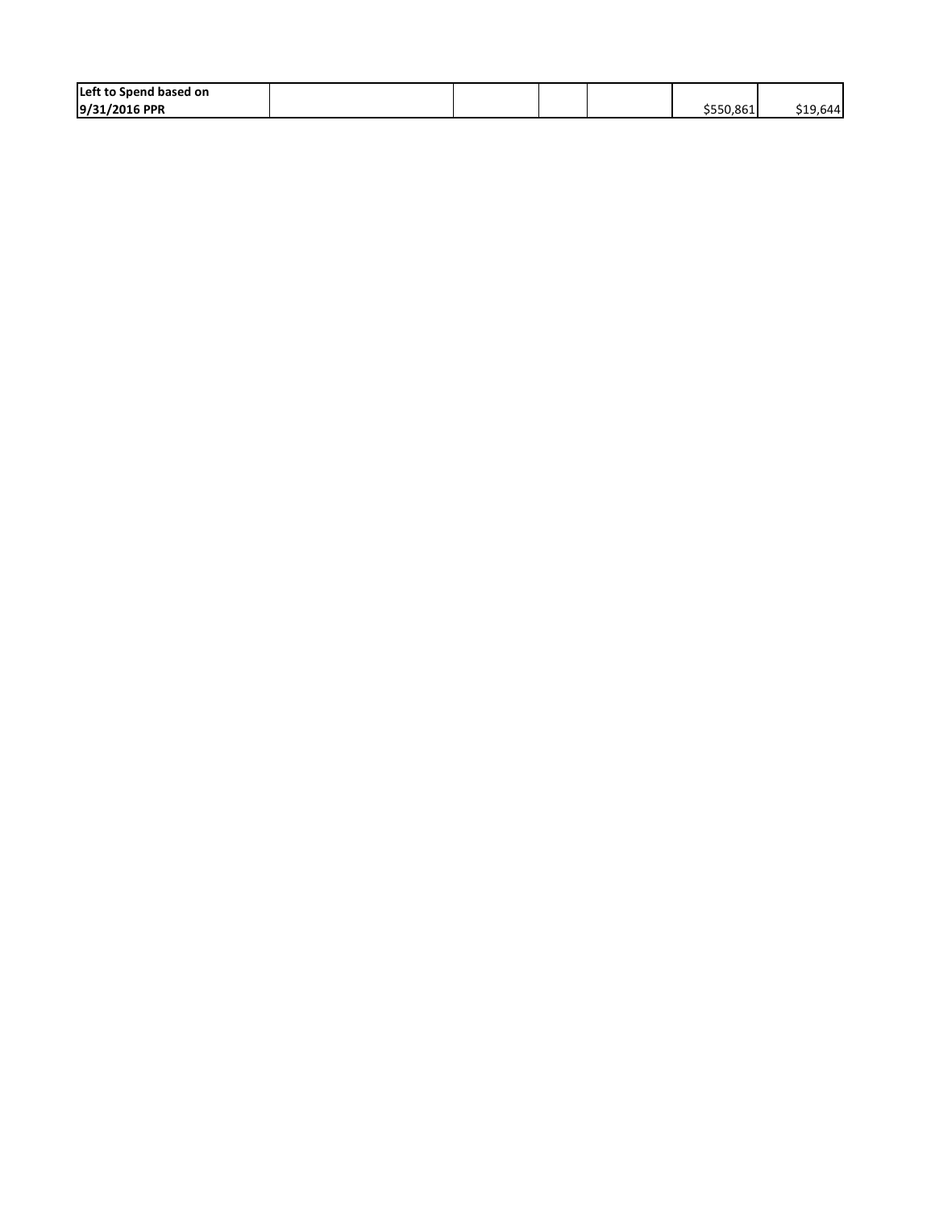| Left to Spend based on 9/31/2016 PPR | | | | | $550,861 | $19,644 |
|---|---|---|---|---|---|---|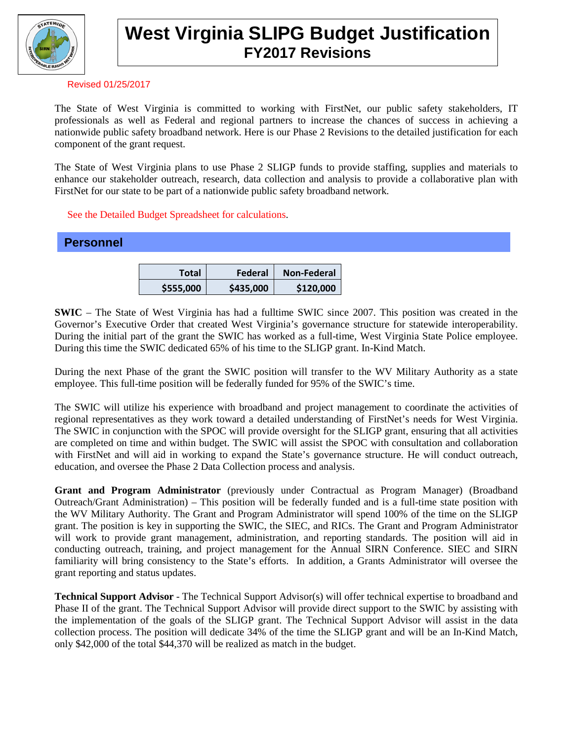# West Virginia SLIPG Budget Justification

## FY2017 Revisions

Revised 01/25/2017

The State of West Virginia is committed to working with FirstNet, our public safety stakeholders, IT professionals as well as Federal and regional partners to increase the chances of success in achieving a nationwide public safety broadband network. Here is our Phase 2 Revisions to the detailed justification for each component of the grant request.

The State of West Virginia plans to use Phase 2 SLIGP funds to provide staffing, supplies and materials to enhance our stakeholder outreach, research, data collection and analysis to provide a collaborative plan with FirstNet for our state to be part of a nationwide public safety broadband network.

See the Detailed Budget Spreadsheet for calculations.

## Personnel

| Total | Federal | Non-Federal |
|---|---|---|
| $555,000 | $435,000 | $120,000 |

**SWIC** – The State of West Virginia has had a fulltime SWIC since 2007. This position was created in the Governor's Executive Order that created West Virginia's governance structure for statewide interoperability. During the initial part of the grant the SWIC has worked as a full-time, West Virginia State Police employee. During this time the SWIC dedicated 65% of his time to the SLIGP grant. In-Kind Match.

During the next Phase of the grant the SWIC position will transfer to the WV Military Authority as a state employee. This full-time position will be federally funded for 95% of the SWIC's time.

The SWIC will utilize his experience with broadband and project management to coordinate the activities of regional representatives as they work toward a detailed understanding of FirstNet's needs for West Virginia. The SWIC in conjunction with the SPOC will provide oversight for the SLIGP grant, ensuring that all activities are completed on time and within budget. The SWIC will assist the SPOC with consultation and collaboration with FirstNet and will aid in working to expand the State's governance structure. He will conduct outreach, education, and oversee the Phase 2 Data Collection process and analysis.

**Grant and Program Administrator** (previously under Contractual as Program Manager) (Broadband Outreach/Grant Administration) – This position will be federally funded and is a full-time state position with the WV Military Authority. The Grant and Program Administrator will spend 100% of the time on the SLIGP grant. The position is key in supporting the SWIC, the SIEC, and RICs. The Grant and Program Administrator will work to provide grant management, administration, and reporting standards. The position will aid in conducting outreach, training, and project management for the Annual SIRN Conference. SIEC and SIRN familiarity will bring consistency to the State's efforts. In addition, a Grants Administrator will oversee the grant reporting and status updates.

**Technical Support Advisor** - The Technical Support Advisor(s) will offer technical expertise to broadband and Phase II of the grant. The Technical Support Advisor will provide direct support to the SWIC by assisting with the implementation of the goals of the SLIGP grant. The Technical Support Advisor will assist in the data collection process. The position will dedicate 34% of the time the SLIGP grant and will be an In-Kind Match, only $42,000 of the total $44,370 will be realized as match in the budget.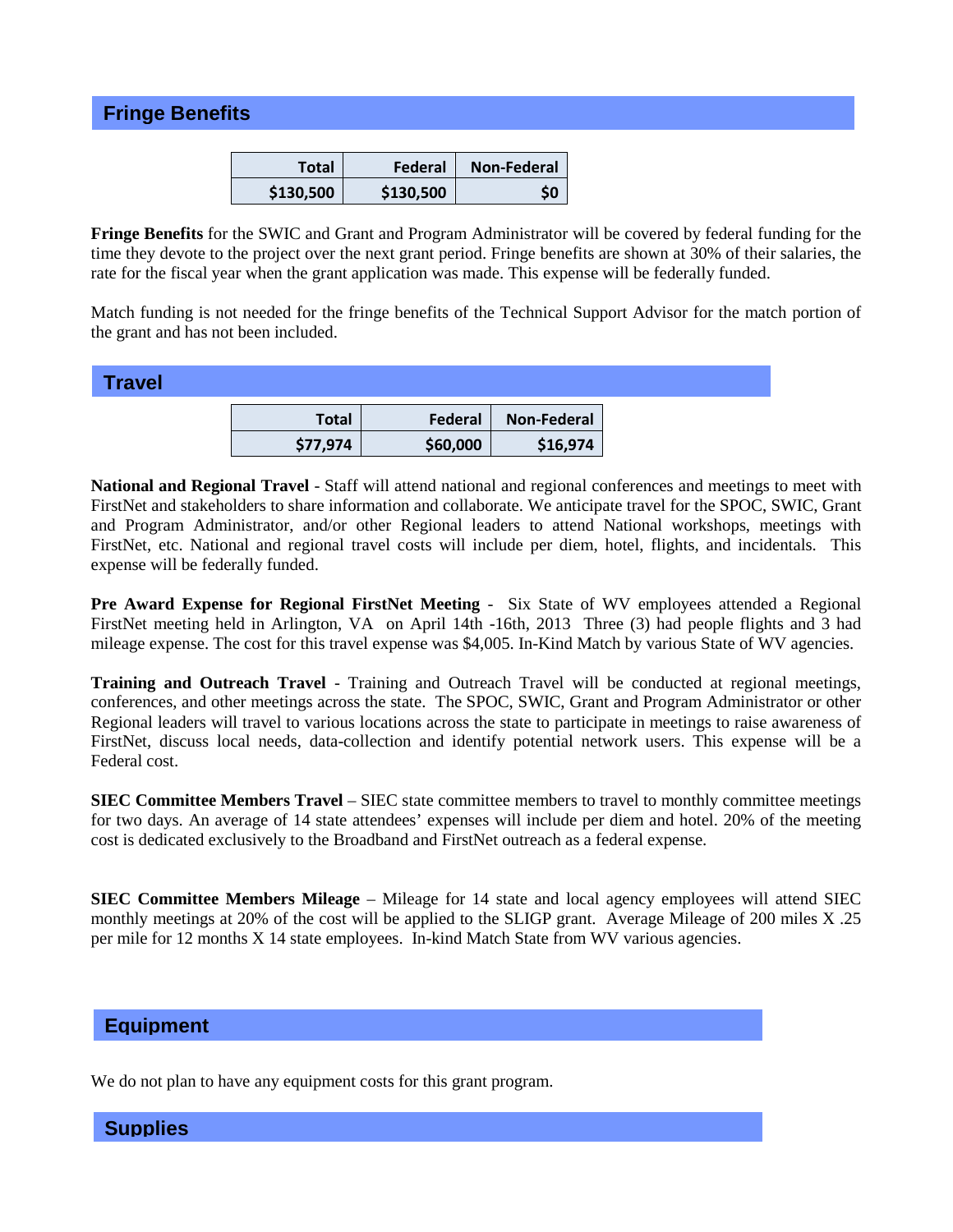## Fringe Benefits

| Total | Federal | Non-Federal |
|---|---|---|
| $130,500 | $130,500 | $0 |

**Fringe Benefits** for the SWIC and Grant and Program Administrator will be covered by federal funding for the time they devote to the project over the next grant period. Fringe benefits are shown at 30% of their salaries, the rate for the fiscal year when the grant application was made. This expense will be federally funded.

Match funding is not needed for the fringe benefits of the Technical Support Advisor for the match portion of the grant and has not been included.

## Travel

| Total | Federal | Non-Federal |
|---|---|---|
| $77,974 | $60,000 | $16,974 |

**National and Regional Travel** - Staff will attend national and regional conferences and meetings to meet with FirstNet and stakeholders to share information and collaborate. We anticipate travel for the SPOC, SWIC, Grant and Program Administrator, and/or other Regional leaders to attend National workshops, meetings with FirstNet, etc. National and regional travel costs will include per diem, hotel, flights, and incidentals. This expense will be federally funded.

**Pre Award Expense for Regional FirstNet Meeting** - Six State of WV employees attended a Regional FirstNet meeting held in Arlington, VA on April 14th -16th, 2013 Three (3) had people flights and 3 had mileage expense. The cost for this travel expense was $4,005. In-Kind Match by various State of WV agencies.

**Training and Outreach Travel** - Training and Outreach Travel will be conducted at regional meetings, conferences, and other meetings across the state. The SPOC, SWIC, Grant and Program Administrator or other Regional leaders will travel to various locations across the state to participate in meetings to raise awareness of FirstNet, discuss local needs, data-collection and identify potential network users. This expense will be a Federal cost.

**SIEC Committee Members Travel** – SIEC state committee members to travel to monthly committee meetings for two days. An average of 14 state attendees' expenses will include per diem and hotel. 20% of the meeting cost is dedicated exclusively to the Broadband and FirstNet outreach as a federal expense.

**SIEC Committee Members Mileage** – Mileage for 14 state and local agency employees will attend SIEC monthly meetings at 20% of the cost will be applied to the SLIGP grant. Average Mileage of 200 miles X .25 per mile for 12 months X 14 state employees. In-kind Match State from WV various agencies.

## Equipment

We do not plan to have any equipment costs for this grant program.

## Supplies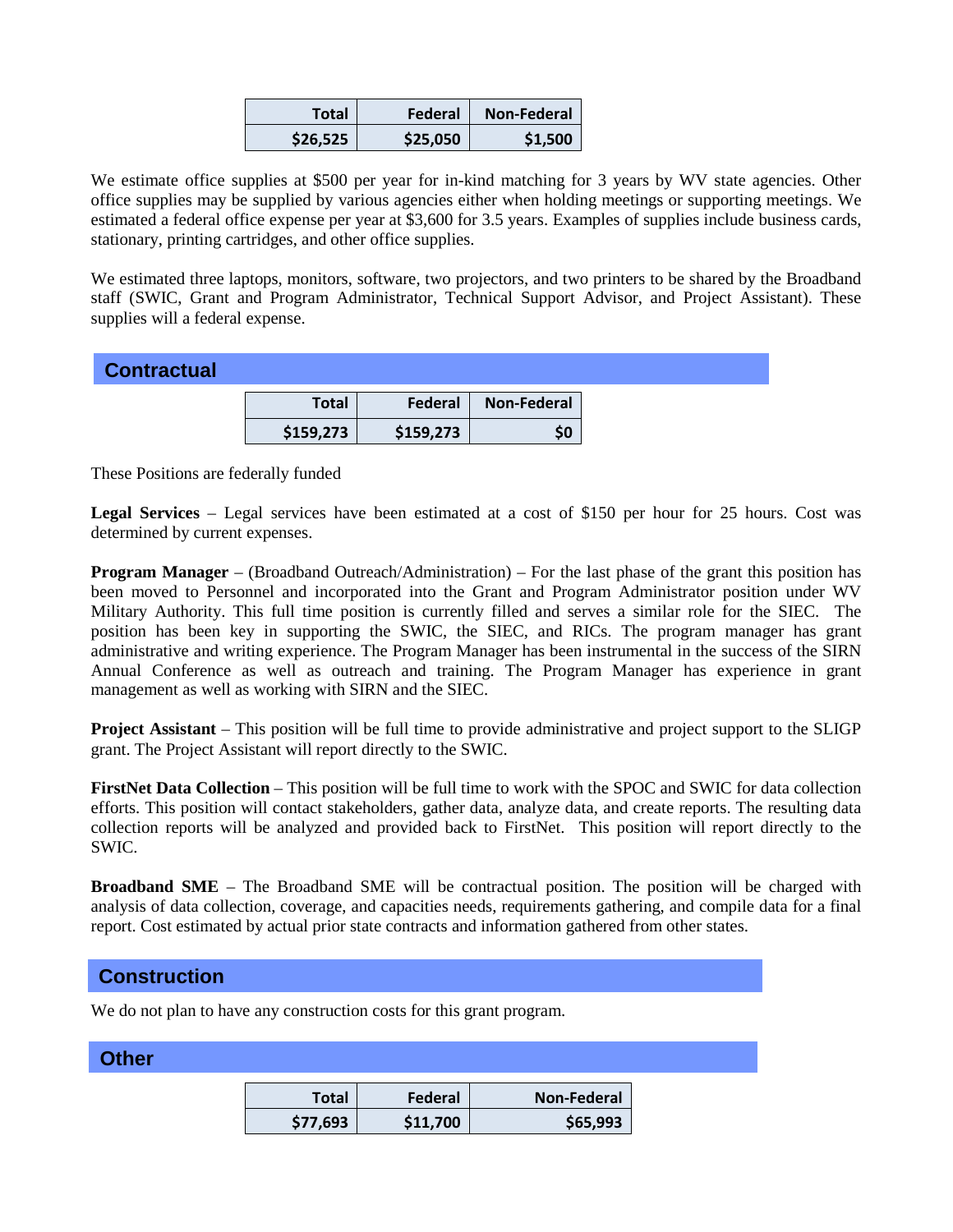| Total | Federal | Non-Federal |
|---:|---:|---:|
| $26,525 | $25,050 | $1,500 |

We estimate office supplies at $500 per year for in-kind matching for 3 years by WV state agencies. Other office supplies may be supplied by various agencies either when holding meetings or supporting meetings. We estimated a federal office expense per year at $3,600 for 3.5 years. Examples of supplies include business cards, stationary, printing cartridges, and other office supplies.

We estimated three laptops, monitors, software, two projectors, and two printers to be shared by the Broadband staff (SWIC, Grant and Program Administrator, Technical Support Advisor, and Project Assistant). These supplies will a federal expense.

## Contractual

| Total | Federal | Non-Federal |
|---:|---:|---:|
| $159,273 | $159,273 | $0 |

These Positions are federally funded

**Legal Services** – Legal services have been estimated at a cost of $150 per hour for 25 hours. Cost was determined by current expenses.

**Program Manager** – (Broadband Outreach/Administration) – For the last phase of the grant this position has been moved to Personnel and incorporated into the Grant and Program Administrator position under WV Military Authority. This full time position is currently filled and serves a similar role for the SIEC. The position has been key in supporting the SWIC, the SIEC, and RICs. The program manager has grant administrative and writing experience. The Program Manager has been instrumental in the success of the SIRN Annual Conference as well as outreach and training. The Program Manager has experience in grant management as well as working with SIRN and the SIEC.

**Project Assistant** – This position will be full time to provide administrative and project support to the SLIGP grant. The Project Assistant will report directly to the SWIC.

**FirstNet Data Collection** – This position will be full time to work with the SPOC and SWIC for data collection efforts. This position will contact stakeholders, gather data, analyze data, and create reports. The resulting data collection reports will be analyzed and provided back to FirstNet. This position will report directly to the SWIC.

**Broadband SME** – The Broadband SME will be contractual position. The position will be charged with analysis of data collection, coverage, and capacities needs, requirements gathering, and compile data for a final report. Cost estimated by actual prior state contracts and information gathered from other states.

## Construction

We do not plan to have any construction costs for this grant program.

## Other

| Total | Federal | Non-Federal |
|---:|---:|---:|
| $77,693 | $11,700 | $65,993 |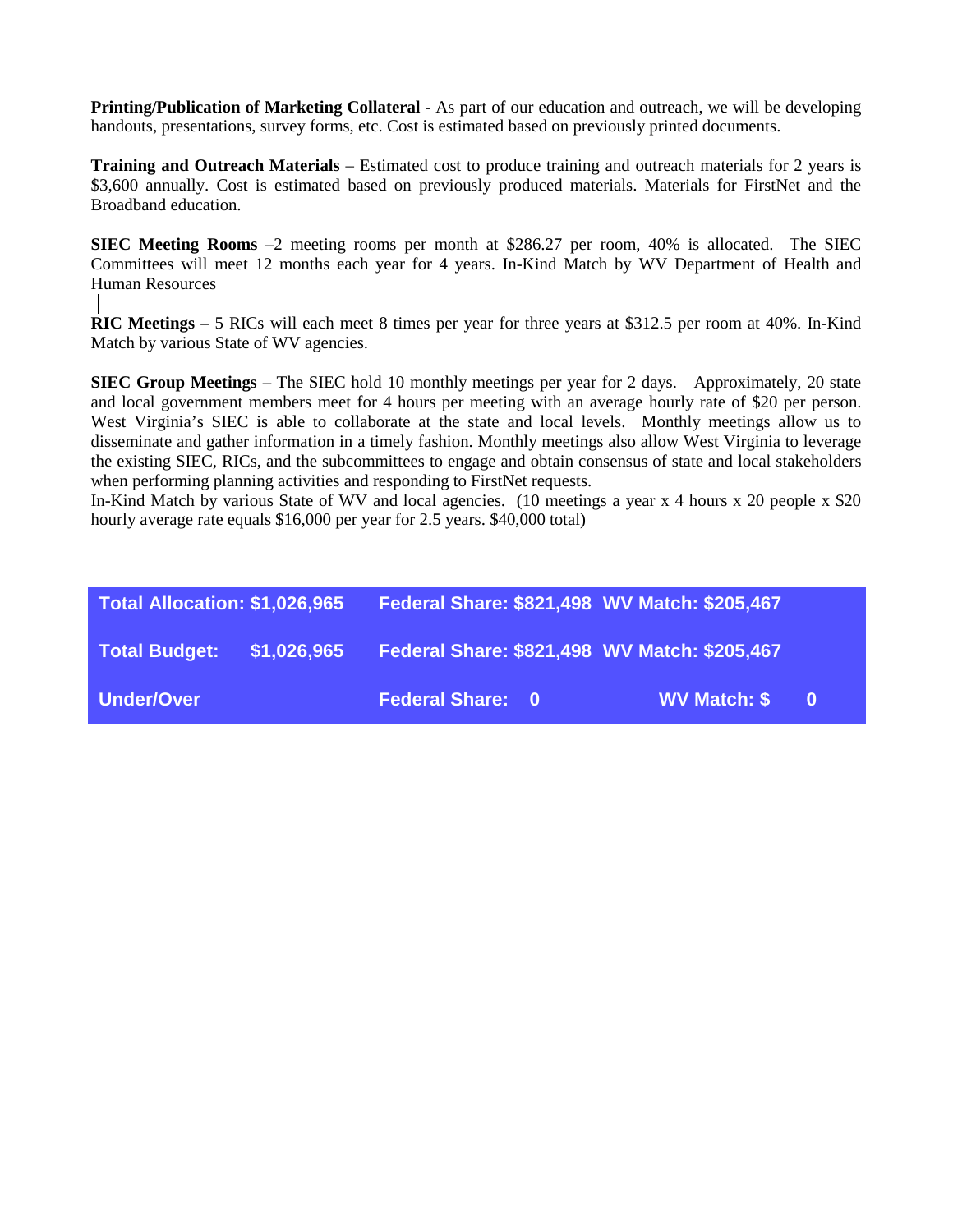**Printing/Publication of Marketing Collateral** - As part of our education and outreach, we will be developing handouts, presentations, survey forms, etc. Cost is estimated based on previously printed documents.

**Training and Outreach Materials** – Estimated cost to produce training and outreach materials for 2 years is $3,600 annually. Cost is estimated based on previously produced materials. Materials for FirstNet and the Broadband education.

**SIEC Meeting Rooms** –2 meeting rooms per month at $286.27 per room, 40% is allocated. The SIEC Committees will meet 12 months each year for 4 years. In-Kind Match by WV Department of Health and Human Resources

**RIC Meetings** – 5 RICs will each meet 8 times per year for three years at $312.5 per room at 40%. In-Kind Match by various State of WV agencies.

**SIEC Group Meetings** – The SIEC hold 10 monthly meetings per year for 2 days. Approximately, 20 state and local government members meet for 4 hours per meeting with an average hourly rate of $20 per person. West Virginia's SIEC is able to collaborate at the state and local levels. Monthly meetings allow us to disseminate and gather information in a timely fashion. Monthly meetings also allow West Virginia to leverage the existing SIEC, RICs, and the subcommittees to engage and obtain consensus of state and local stakeholders when performing planning activities and responding to FirstNet requests.
In-Kind Match by various State of WV and local agencies. (10 meetings a year x 4 hours x 20 people x $20 hourly average rate equals $16,000 per year for 2.5 years. $40,000 total)

| | | | |
|---|---|---|---|
| **Total Allocation:** | **$1,026,965** | **Federal Share: $821,498** | **WV Match: $205,467** |
| **Total Budget:** | **$1,026,965** | **Federal Share: $821,498** | **WV Match: $205,467** |
| **Under/Over** | | **Federal Share: 0** | **WV Match: $ 0** |